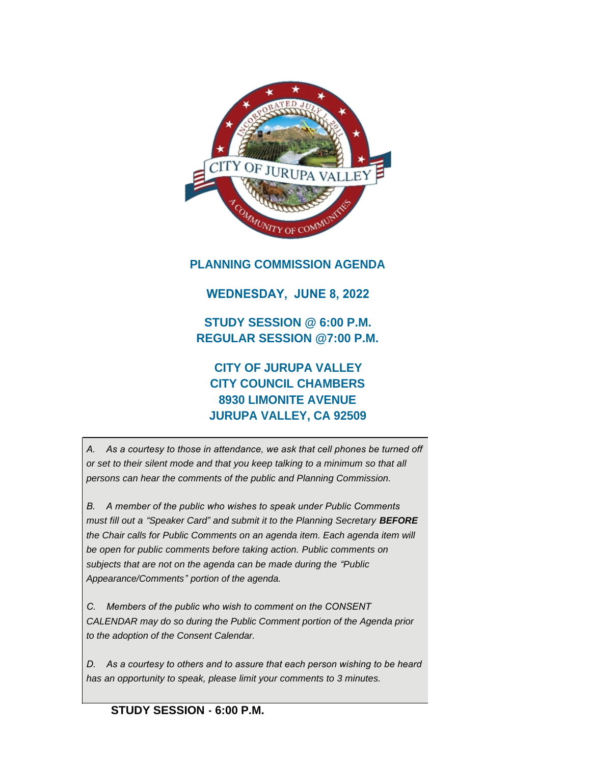# PLANNING COMMISSION AGENDA

## WEDNESDAY, JUNE 8, 2022

## STUDY SESSION @ 6:00 P.M.
## REGULAR SESSION @7:00 P.M.

## CITY OF JURUPA VALLEY
## CITY COUNCIL CHAMBERS
## 8930 LIMONITE AVENUE
## JURUPA VALLEY, CA 92509

*A. As a courtesy to those in attendance, we ask that cell phones be turned off or set to their silent mode and that you keep talking to a minimum so that all persons can hear the comments of the public and Planning Commission.*

*B. A member of the public who wishes to speak under Public Comments must fill out a "Speaker Card" and submit it to the Planning Secretary **BEFORE** the Chair calls for Public Comments on an agenda item. Each agenda item will be open for public comments before taking action. Public comments on subjects that are not on the agenda can be made during the "Public Appearance/Comments" portion of the agenda.*

*C. Members of the public who wish to comment on the CONSENT CALENDAR may do so during the Public Comment portion of the Agenda prior to the adoption of the Consent Calendar.*

*D. As a courtesy to others and to assure that each person wishing to be heard has an opportunity to speak, please limit your comments to 3 minutes.*

**STUDY SESSION - 6:00 P.M.**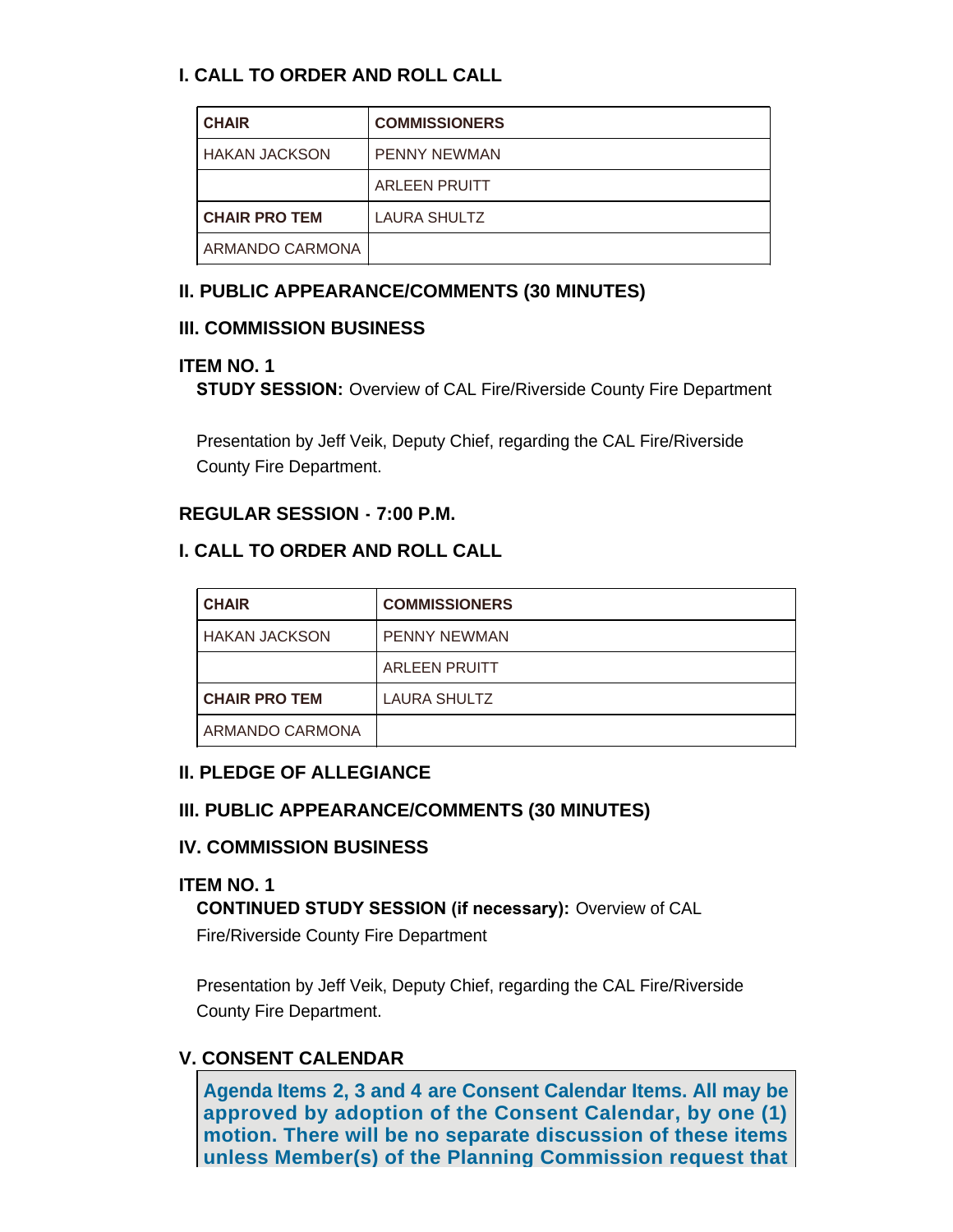### I. CALL TO ORDER AND ROLL CALL

| CHAIR | COMMISSIONERS |
|---|---|
| HAKAN JACKSON | PENNY NEWMAN |
| | ARLEEN PRUITT |
| **CHAIR PRO TEM** | LAURA SHULTZ |
| ARMANDO CARMONA | |

### II. PUBLIC APPEARANCE/COMMENTS (30 MINUTES)

### III. COMMISSION BUSINESS

**ITEM NO. 1**

**STUDY SESSION:** Overview of CAL Fire/Riverside County Fire Department

Presentation by Jeff Veik, Deputy Chief, regarding the CAL Fire/Riverside County Fire Department.

### REGULAR SESSION - 7:00 P.M.

### I. CALL TO ORDER AND ROLL CALL

| CHAIR | COMMISSIONERS |
|---|---|
| HAKAN JACKSON | PENNY NEWMAN |
| | ARLEEN PRUITT |
| **CHAIR PRO TEM** | LAURA SHULTZ |
| ARMANDO CARMONA | |

### II. PLEDGE OF ALLEGIANCE

### III. PUBLIC APPEARANCE/COMMENTS (30 MINUTES)

### IV. COMMISSION BUSINESS

**ITEM NO. 1**

**CONTINUED STUDY SESSION (if necessary):** Overview of CAL Fire/Riverside County Fire Department

Presentation by Jeff Veik, Deputy Chief, regarding the CAL Fire/Riverside County Fire Department.

### V. CONSENT CALENDAR

**Agenda Items 2, 3 and 4 are Consent Calendar Items. All may be approved by adoption of the Consent Calendar, by one (1) motion. There will be no separate discussion of these items unless Member(s) of the Planning Commission request that**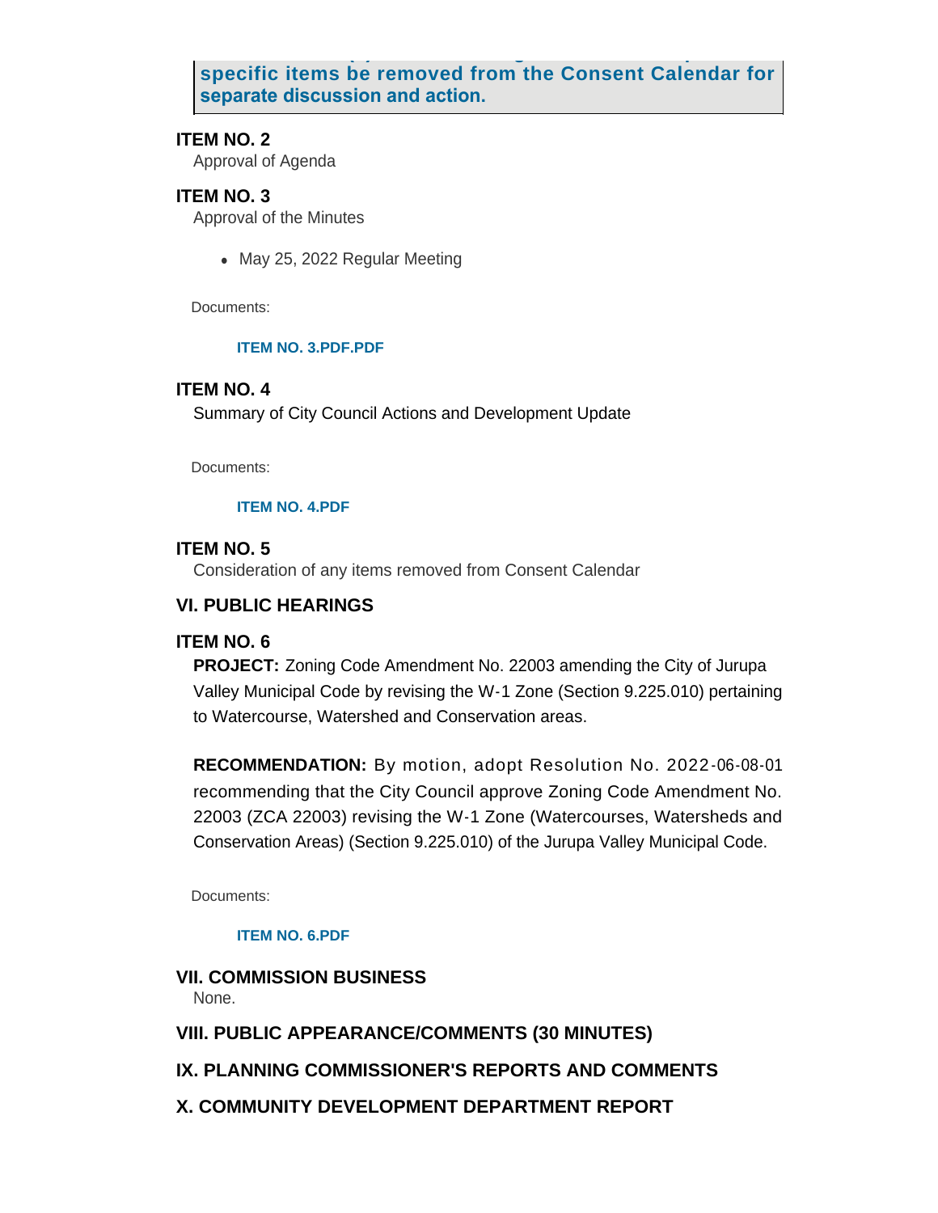**specific items be removed from the Consent Calendar for separate discussion and action.**

### ITEM NO. 2

Approval of Agenda

### ITEM NO. 3

Approval of the Minutes

- May 25, 2022 Regular Meeting

Documents:

**ITEM NO. 3.PDF.PDF**

### ITEM NO. 4

Summary of City Council Actions and Development Update

Documents:

**ITEM NO. 4.PDF**

### ITEM NO. 5

Consideration of any items removed from Consent Calendar

## VI. PUBLIC HEARINGS

### ITEM NO. 6

**PROJECT:** Zoning Code Amendment No. 22003 amending the City of Jurupa Valley Municipal Code by revising the W-1 Zone (Section 9.225.010) pertaining to Watercourse, Watershed and Conservation areas.

**RECOMMENDATION:** By motion, adopt Resolution No. 2022-06-08-01 recommending that the City Council approve Zoning Code Amendment No. 22003 (ZCA 22003) revising the W-1 Zone (Watercourses, Watersheds and Conservation Areas) (Section 9.225.010) of the Jurupa Valley Municipal Code.

Documents:

**ITEM NO. 6.PDF**

## VII. COMMISSION BUSINESS

None.

## VIII. PUBLIC APPEARANCE/COMMENTS (30 MINUTES)

## IX. PLANNING COMMISSIONER'S REPORTS AND COMMENTS

## X. COMMUNITY DEVELOPMENT DEPARTMENT REPORT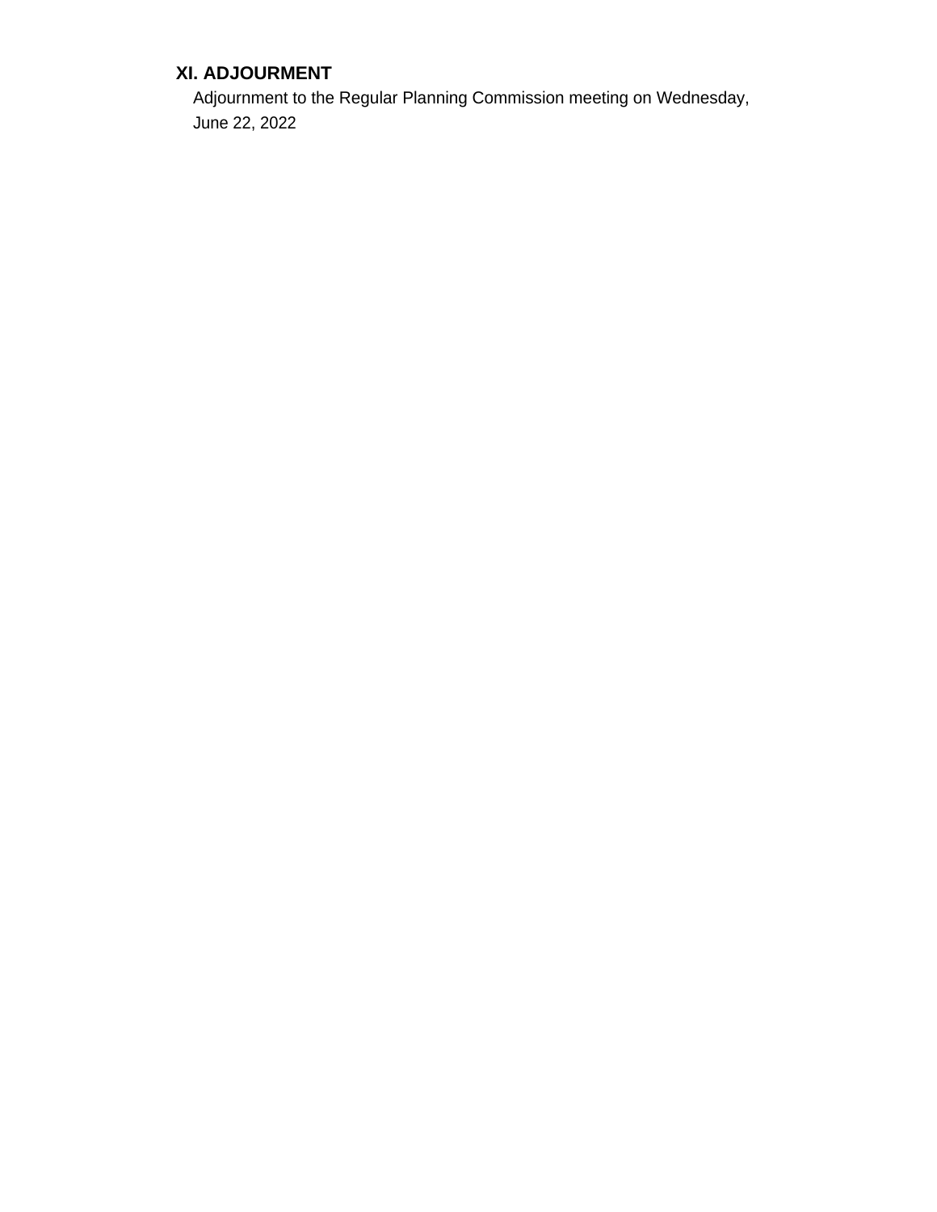## XI. ADJOURMENT

Adjournment to the Regular Planning Commission meeting on Wednesday, June 22, 2022